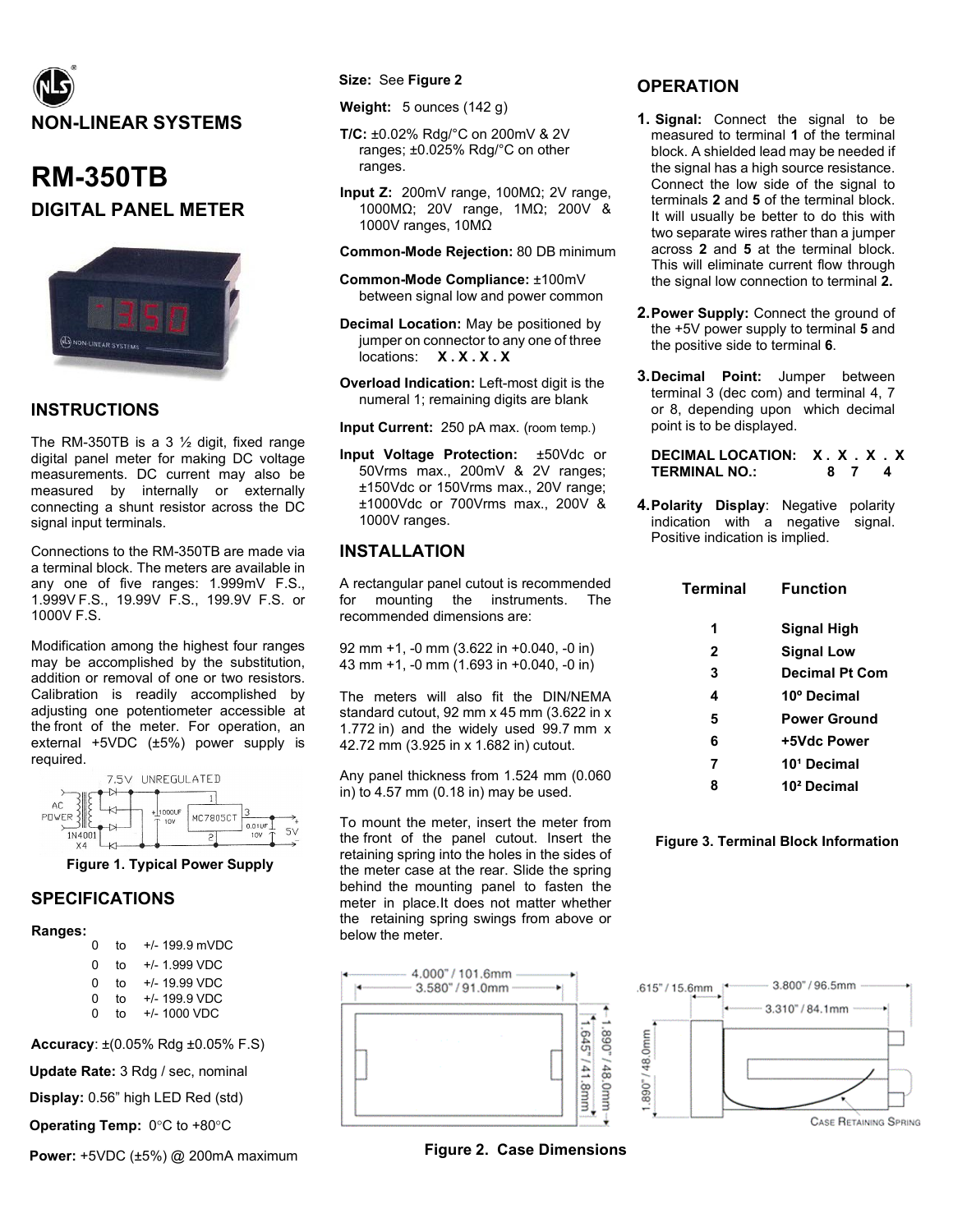NON-LINEAR SYSTEMS

# RM-350TB

## DIGITAL PANEL METER

## INSTRUCTIONS

The RM-350TB is a 3 ½ digit, fixed range digital panel meter for making DC voltage measurements. DC current may also be measured by internally or externally connecting a shunt resistor across the DC signal input terminals.

Connections to the RM-350TB are made via a terminal block. The meters are available in any one of five ranges: 1.999mV F.S., 1.999V F.S., 19.99V F.S., 199.9V F.S. or 1000V F.S.

Modification among the highest four ranges may be accomplished by the substitution, addition or removal of one or two resistors. Calibration is readily accomplished by adjusting one potentiometer accessible at the front of the meter. For operation, an external +5VDC (±5%) power supply is required.

Figure 1. Typical Power Supply

## SPECIFICATIONS

**Ranges:**

0 to +/- 199.9 mVDC
0 to +/- 1.999 VDC
0 to +/- 19.99 VDC
0 to +/- 199.9 VDC
0 to +/- 1000 VDC

**Accuracy**: ±(0.05% Rdg ±0.05% F.S)

**Update Rate:** 3 Rdg / sec, nominal

**Display:** 0.56" high LED Red (std)

**Operating Temp:** 0°C to +80°C

**Power:** +5VDC (±5%) @ 200mA maximum

**Size:** See **Figure 2**

**Weight:** 5 ounces (142 g)

**T/C:** ±0.02% Rdg/°C on 200mV & 2V ranges; ±0.025% Rdg/°C on other ranges.

**Input Z:** 200mV range, 100MΩ; 2V range, 1000MΩ; 20V range, 1MΩ; 200V & 1000V ranges, 10MΩ

**Common-Mode Rejection:** 80 DB minimum

**Common-Mode Compliance:** ±100mV between signal low and power common

**Decimal Location:** May be positioned by jumper on connector to any one of three locations: **X . X . X . X**

**Overload Indication:** Left-most digit is the numeral 1; remaining digits are blank

**Input Current:** 250 pA max. (room temp.)

**Input Voltage Protection:** ±50Vdc or 50Vrms max., 200mV & 2V ranges; ±150Vdc or 150Vrms max., 20V range; ±1000Vdc or 700Vrms max., 200V & 1000V ranges.

## INSTALLATION

A rectangular panel cutout is recommended for mounting the instruments. The recommended dimensions are:

92 mm +1, -0 mm (3.622 in +0.040, -0 in)
43 mm +1, -0 mm (1.693 in +0.040, -0 in)

The meters will also fit the DIN/NEMA standard cutout, 92 mm x 45 mm (3.622 in x 1.772 in) and the widely used 99.7 mm x 42.72 mm (3.925 in x 1.682 in) cutout.

Any panel thickness from 1.524 mm (0.060 in) to 4.57 mm (0.18 in) may be used.

To mount the meter, insert the meter from the front of the panel cutout. Insert the retaining spring into the holes in the sides of the meter case at the rear. Slide the spring behind the mounting panel to fasten the meter in place.It does not matter whether the retaining spring swings from above or below the meter.

Figure 2. Case Dimensions

## OPERATION

1. **Signal:** Connect the signal to be measured to terminal **1** of the terminal block. A shielded lead may be needed if the signal has a high source resistance. Connect the low side of the signal to terminals **2** and **5** of the terminal block. It will usually be better to do this with two separate wires rather than a jumper across **2** and **5** at the terminal block. This will eliminate current flow through the signal low connection to terminal **2.**
2. **Power Supply:** Connect the ground of the +5V power supply to terminal **5** and the positive side to terminal **6**.
3. **Decimal Point:** Jumper between terminal 3 (dec com) and terminal 4, 7 or 8, depending upon which decimal point is to be displayed.

   **DECIMAL LOCATION: X . X . X . X**
   **TERMINAL NO.: 8 7 4**
4. **Polarity Display**: Negative polarity indication with a negative signal. Positive indication is implied.

| Terminal | Function |
| --- | --- |
| 1 | Signal High |
| 2 | Signal Low |
| 3 | Decimal Pt Com |
| 4 | $10^0$ Decimal |
| 5 | Power Ground |
| 6 | +5Vdc Power |
| 7 | $10^1$ Decimal |
| 8 | $10^2$ Decimal |

Figure 3. Terminal Block Information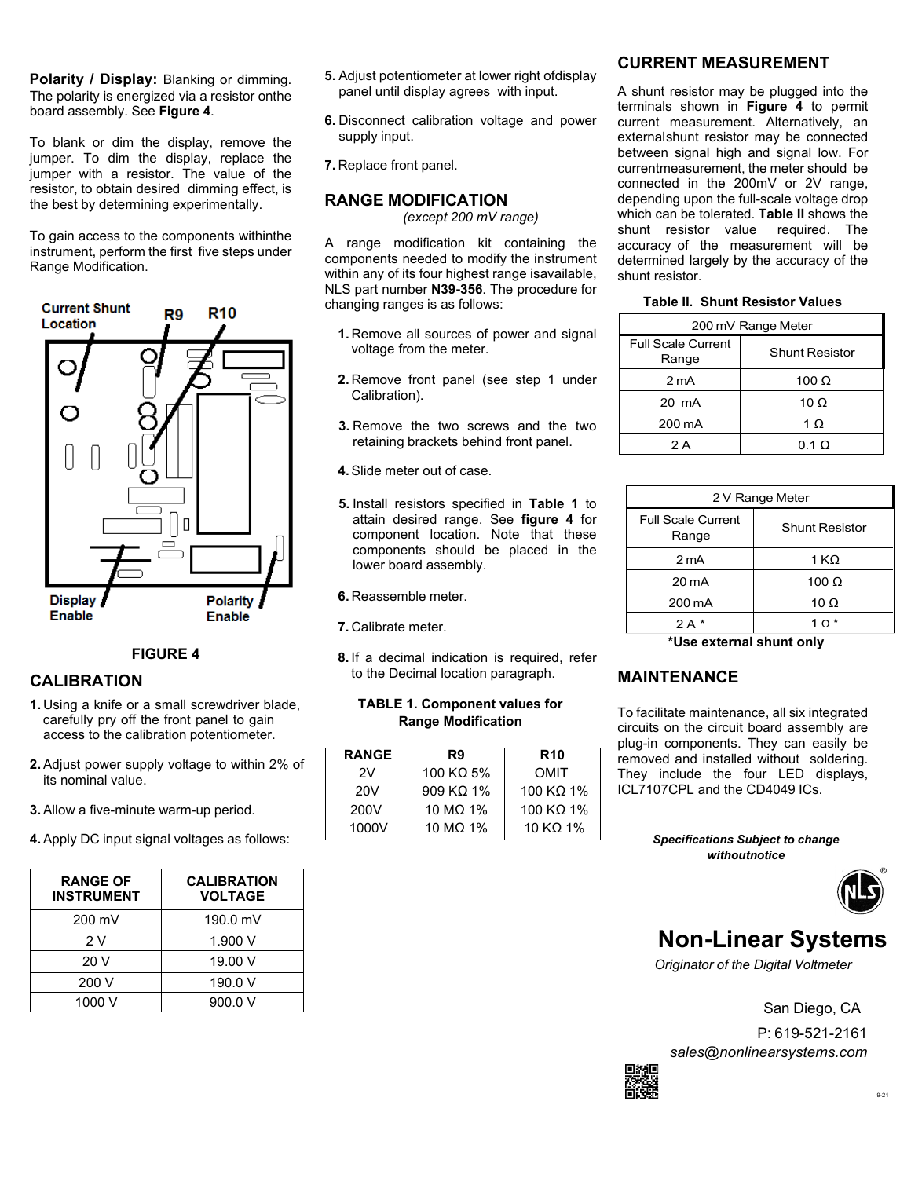**Polarity / Display:** Blanking or dimming. The polarity is energized via a resistor onthe board assembly. See **Figure 4**.

To blank or dim the display, remove the jumper. To dim the display, replace the jumper with a resistor. The value of the resistor, to obtain desired dimming effect, is the best by determining experimentally.

To gain access to the components withinthe instrument, perform the first five steps under Range Modification.

Current Shunt Location

R9

R10

Display Enable

Polarity Enable

**FIGURE 4**

## CALIBRATION

1. Using a knife or a small screwdriver blade, carefully pry off the front panel to gain access to the calibration potentiometer.
2. Adjust power supply voltage to within 2% of its nominal value.
3. Allow a five-minute warm-up period.
4. Apply DC input signal voltages as follows:

| RANGE OF INSTRUMENT | CALIBRATION VOLTAGE |
|---|---|
| 200 mV | 190.0 mV |
| 2 V | 1.900 V |
| 20 V | 19.00 V |
| 200 V | 190.0 V |
| 1000 V | 900.0 V |

5. Adjust potentiometer at lower right ofdisplay panel until display agrees with input.
6. Disconnect calibration voltage and power supply input.
7. Replace front panel.

## RANGE MODIFICATION

*(except 200 mV range)*

A range modification kit containing the components needed to modify the instrument within any of its four highest range isavailable, NLS part number **N39-356**. The procedure for changing ranges is as follows:

1. Remove all sources of power and signal voltage from the meter.
2. Remove front panel (see step 1 under Calibration).
3. Remove the two screws and the two retaining brackets behind front panel.
4. Slide meter out of case.
5. Install resistors specified in **Table 1** to attain desired range. See **figure 4** for component location. Note that these components should be placed in the lower board assembly.
6. Reassemble meter.
7. Calibrate meter.
8. If a decimal indication is required, refer to the Decimal location paragraph.

**TABLE 1. Component values for Range Modification**

| RANGE | R9 | R10 |
|---|---|---|
| 2V | 100 KΩ 5% | OMIT |
| 20V | 909 KΩ 1% | 100 KΩ 1% |
| 200V | 10 MΩ 1% | 100 KΩ 1% |
| 1000V | 10 MΩ 1% | 10 KΩ 1% |

## CURRENT MEASUREMENT

A shunt resistor may be plugged into the terminals shown in **Figure 4** to permit current measurement. Alternatively, an externalshunt resistor may be connected between signal high and signal low. For currentmeasurement, the meter should be connected in the 200mV or 2V range, depending upon the full-scale voltage drop which can be tolerated. **Table II** shows the shunt resistor value required. The accuracy of the measurement will be determined largely by the accuracy of the shunt resistor.

**Table II. Shunt Resistor Values**

| 200 mV Range Meter | |
|---|---|
| Full Scale Current Range | Shunt Resistor |
| 2 mA | 100 Ω |
| 20 mA | 10 Ω |
| 200 mA | 1 Ω |
| 2 A | 0.1 Ω |

| 2 V Range Meter | |
|---|---|
| Full Scale Current Range | Shunt Resistor |
| 2 mA | 1 KΩ |
| 20 mA | 100 Ω |
| 200 mA | 10 Ω |
| 2 A * | 1 Ω * |

**\*Use external shunt only**

## MAINTENANCE

To facilitate maintenance, all six integrated circuits on the circuit board assembly are plug-in components. They can easily be removed and installed without soldering. They include the four LED displays, ICL7107CPL and the CD4049 ICs.

***Specifications Subject to change withoutnotice***

**Non-Linear Systems**

*Originator of the Digital Voltmeter*

San Diego, CA

P: 619-521-2161

*sales@nonlinearsystems.com*

9-21